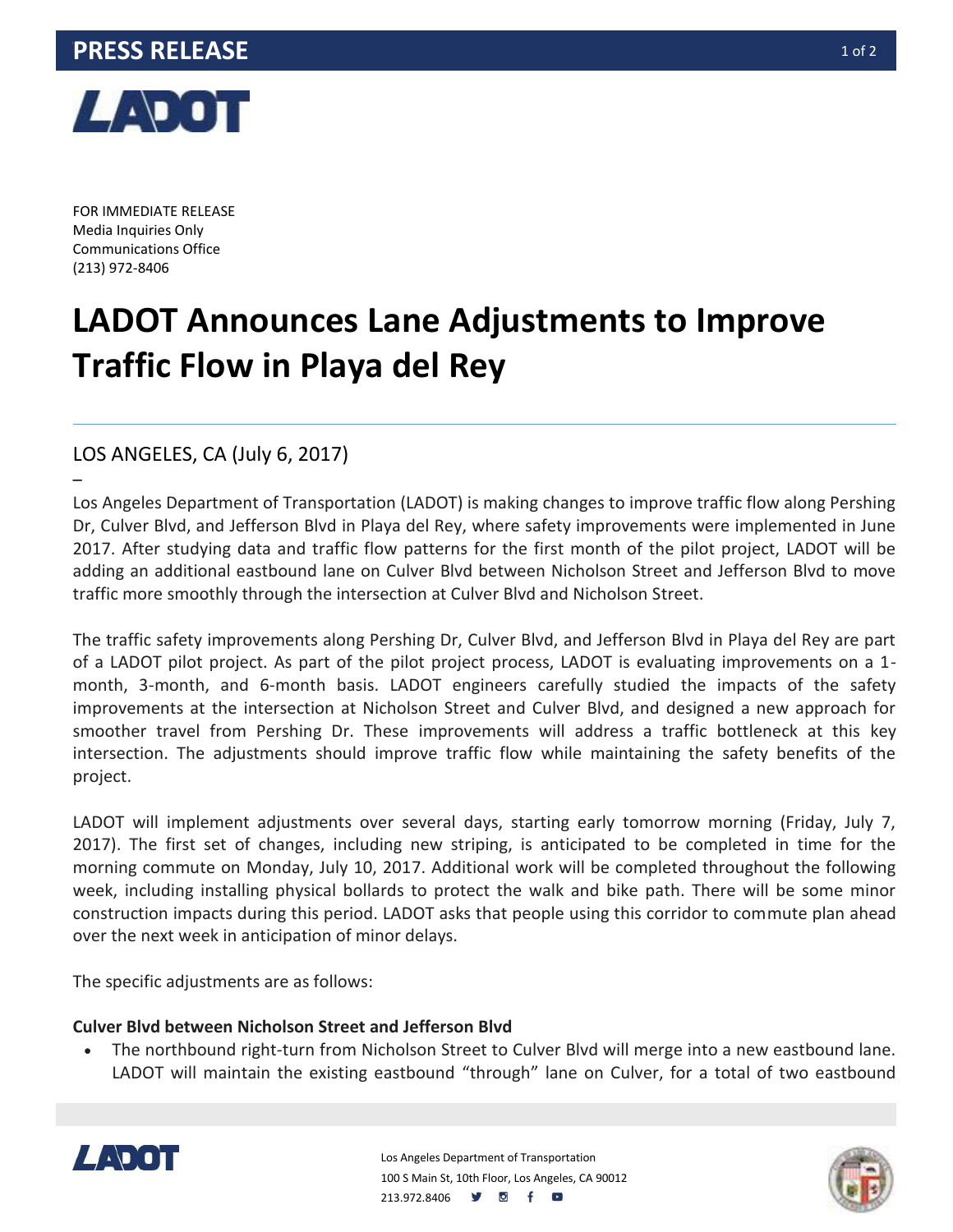**PRESS RELEASE**

FOR IMMEDIATE RELEASE
Media Inquiries Only
Communications Office
(213) 972-8406

# LADOT Announces Lane Adjustments to Improve Traffic Flow in Playa del Rey

LOS ANGELES, CA (July 6, 2017)

–

Los Angeles Department of Transportation (LADOT) is making changes to improve traffic flow along Pershing Dr, Culver Blvd, and Jefferson Blvd in Playa del Rey, where safety improvements were implemented in June 2017. After studying data and traffic flow patterns for the first month of the pilot project, LADOT will be adding an additional eastbound lane on Culver Blvd between Nicholson Street and Jefferson Blvd to move traffic more smoothly through the intersection at Culver Blvd and Nicholson Street.

The traffic safety improvements along Pershing Dr, Culver Blvd, and Jefferson Blvd in Playa del Rey are part of a LADOT pilot project. As part of the pilot project process, LADOT is evaluating improvements on a 1-month, 3-month, and 6-month basis. LADOT engineers carefully studied the impacts of the safety improvements at the intersection at Nicholson Street and Culver Blvd, and designed a new approach for smoother travel from Pershing Dr. These improvements will address a traffic bottleneck at this key intersection. The adjustments should improve traffic flow while maintaining the safety benefits of the project.

LADOT will implement adjustments over several days, starting early tomorrow morning (Friday, July 7, 2017). The first set of changes, including new striping, is anticipated to be completed in time for the morning commute on Monday, July 10, 2017. Additional work will be completed throughout the following week, including installing physical bollards to protect the walk and bike path. There will be some minor construction impacts during this period. LADOT asks that people using this corridor to commute plan ahead over the next week in anticipation of minor delays.

The specific adjustments are as follows:

**Culver Blvd between Nicholson Street and Jefferson Blvd**

- The northbound right-turn from Nicholson Street to Culver Blvd will merge into a new eastbound lane. LADOT will maintain the existing eastbound "through" lane on Culver, for a total of two eastbound

Los Angeles Department of Transportation
100 S Main St, 10th Floor, Los Angeles, CA 90012
213.972.8406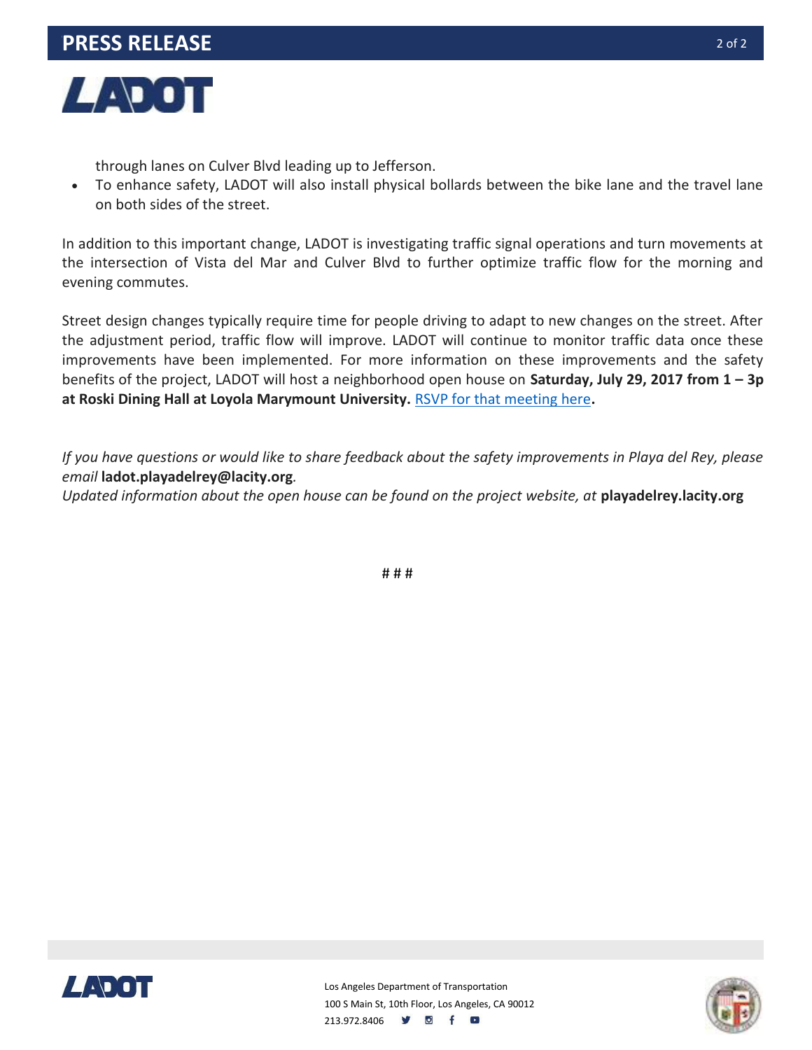through lanes on Culver Blvd leading up to Jefferson.

- To enhance safety, LADOT will also install physical bollards between the bike lane and the travel lane on both sides of the street.

In addition to this important change, LADOT is investigating traffic signal operations and turn movements at the intersection of Vista del Mar and Culver Blvd to further optimize traffic flow for the morning and evening commutes.

Street design changes typically require time for people driving to adapt to new changes on the street. After the adjustment period, traffic flow will improve. LADOT will continue to monitor traffic data once these improvements have been implemented. For more information on these improvements and the safety benefits of the project, LADOT will host a neighborhood open house on **Saturday, July 29, 2017 from 1 – 3p at Roski Dining Hall at Loyola Marymount University.** RSVP for that meeting here**.**

*If you have questions or would like to share feedback about the safety improvements in Playa del Rey, please email* **ladot.playadelrey@lacity.org***.*

*Updated information about the open house can be found on the project website, at* **playadelrey.lacity.org**

# # #

Los Angeles Department of Transportation
100 S Main St, 10th Floor, Los Angeles, CA 90012
213.972.8406